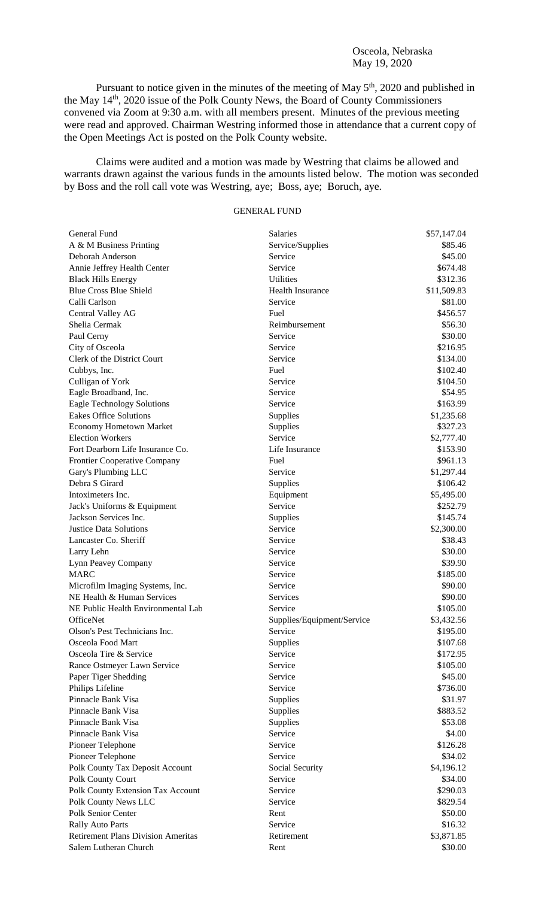Osceola, Nebraska
May 19, 2020

Pursuant to notice given in the minutes of the meeting of May 5th, 2020 and published in the May 14th, 2020 issue of the Polk County News, the Board of County Commissioners convened via Zoom at 9:30 a.m. with all members present. Minutes of the previous meeting were read and approved. Chairman Westring informed those in attendance that a current copy of the Open Meetings Act is posted on the Polk County website.

Claims were audited and a motion was made by Westring that claims be allowed and warrants drawn against the various funds in the amounts listed below. The motion was seconded by Boss and the roll call vote was Westring, aye; Boss, aye; Boruch, aye.

GENERAL FUND

| | | |
|---|---|---|
| General Fund | Salaries | $57,147.04 |
| A & M Business Printing | Service/Supplies | $85.46 |
| Deborah Anderson | Service | $45.00 |
| Annie Jeffrey Health Center | Service | $674.48 |
| Black Hills Energy | Utilities | $312.36 |
| Blue Cross Blue Shield | Health Insurance | $11,509.83 |
| Calli Carlson | Service | $81.00 |
| Central Valley AG | Fuel | $456.57 |
| Shelia Cermak | Reimbursement | $56.30 |
| Paul Cerny | Service | $30.00 |
| City of Osceola | Service | $216.95 |
| Clerk of the District Court | Service | $134.00 |
| Cubbys, Inc. | Fuel | $102.40 |
| Culligan of York | Service | $104.50 |
| Eagle Broadband, Inc. | Service | $54.95 |
| Eagle Technology Solutions | Service | $163.99 |
| Eakes Office Solutions | Supplies | $1,235.68 |
| Economy Hometown Market | Supplies | $327.23 |
| Election Workers | Service | $2,777.40 |
| Fort Dearborn Life Insurance Co. | Life Insurance | $153.90 |
| Frontier Cooperative Company | Fuel | $961.13 |
| Gary's Plumbing LLC | Service | $1,297.44 |
| Debra S Girard | Supplies | $106.42 |
| Intoximeters Inc. | Equipment | $5,495.00 |
| Jack's Uniforms & Equipment | Service | $252.79 |
| Jackson Services Inc. | Supplies | $145.74 |
| Justice Data Solutions | Service | $2,300.00 |
| Lancaster Co. Sheriff | Service | $38.43 |
| Larry Lehn | Service | $30.00 |
| Lynn Peavey Company | Service | $39.90 |
| MARC | Service | $185.00 |
| Microfilm Imaging Systems, Inc. | Service | $90.00 |
| NE Health & Human Services | Services | $90.00 |
| NE Public Health Environmental Lab | Service | $105.00 |
| OfficeNet | Supplies/Equipment/Service | $3,432.56 |
| Olson's Pest Technicians Inc. | Service | $195.00 |
| Osceola Food Mart | Supplies | $107.68 |
| Osceola Tire & Service | Service | $172.95 |
| Rance Ostmeyer Lawn Service | Service | $105.00 |
| Paper Tiger Shedding | Service | $45.00 |
| Philips Lifeline | Service | $736.00 |
| Pinnacle Bank Visa | Supplies | $31.97 |
| Pinnacle Bank Visa | Supplies | $883.52 |
| Pinnacle Bank Visa | Supplies | $53.08 |
| Pinnacle Bank Visa | Service | $4.00 |
| Pioneer Telephone | Service | $126.28 |
| Pioneer Telephone | Service | $34.02 |
| Polk County Tax Deposit Account | Social Security | $4,196.12 |
| Polk County Court | Service | $34.00 |
| Polk County Extension Tax Account | Service | $290.03 |
| Polk County News LLC | Service | $829.54 |
| Polk Senior Center | Rent | $50.00 |
| Rally Auto Parts | Service | $16.32 |
| Retirement Plans Division Ameritas | Retirement | $3,871.85 |
| Salem Lutheran Church | Rent | $30.00 |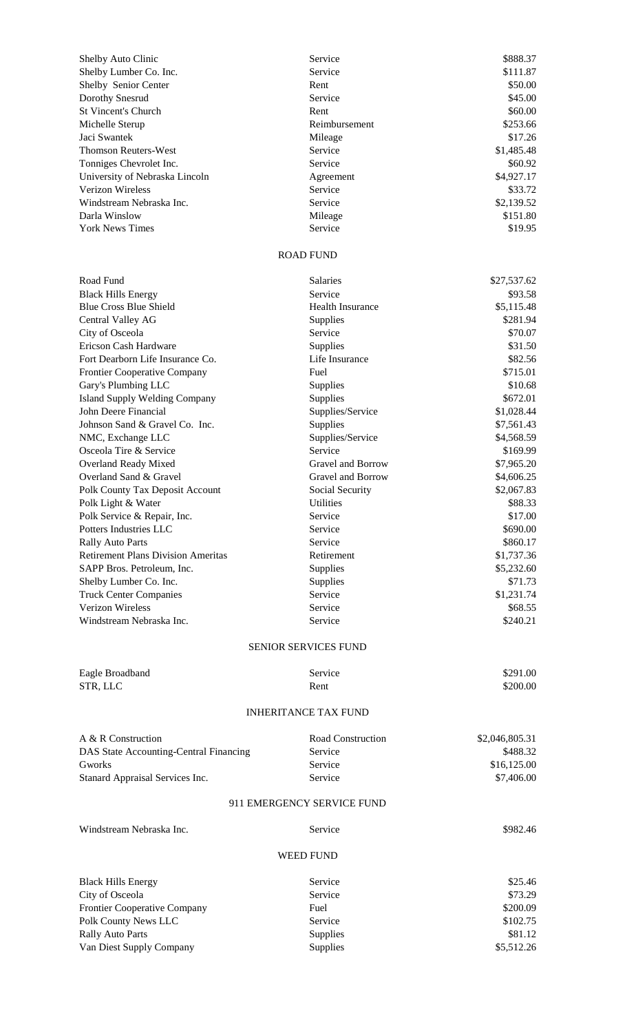| | | |
|---|---|---|
| Shelby Auto Clinic | Service | $888.37 |
| Shelby Lumber Co. Inc. | Service | $111.87 |
| Shelby  Senior Center | Rent | $50.00 |
| Dorothy Snesrud | Service | $45.00 |
| St Vincent's Church | Rent | $60.00 |
| Michelle Sterup | Reimbursement | $253.66 |
| Jaci Swantek | Mileage | $17.26 |
| Thomson Reuters-West | Service | $1,485.48 |
| Tonniges Chevrolet Inc. | Service | $60.92 |
| University of Nebraska Lincoln | Agreement | $4,927.17 |
| Verizon Wireless | Service | $33.72 |
| Windstream Nebraska Inc. | Service | $2,139.52 |
| Darla Winslow | Mileage | $151.80 |
| York News Times | Service | $19.95 |

## ROAD FUND

| | | |
|---|---|---|
| Road Fund | Salaries | $27,537.62 |
| Black Hills Energy | Service | $93.58 |
| Blue Cross Blue Shield | Health Insurance | $5,115.48 |
| Central Valley AG | Supplies | $281.94 |
| City of Osceola | Service | $70.07 |
| Ericson Cash Hardware | Supplies | $31.50 |
| Fort Dearborn Life Insurance Co. | Life Insurance | $82.56 |
| Frontier Cooperative Company | Fuel | $715.01 |
| Gary's Plumbing LLC | Supplies | $10.68 |
| Island Supply Welding Company | Supplies | $672.01 |
| John Deere Financial | Supplies/Service | $1,028.44 |
| Johnson Sand & Gravel Co.  Inc. | Supplies | $7,561.43 |
| NMC, Exchange LLC | Supplies/Service | $4,568.59 |
| Osceola Tire & Service | Service | $169.99 |
| Overland Ready Mixed | Gravel and Borrow | $7,965.20 |
| Overland Sand & Gravel | Gravel and Borrow | $4,606.25 |
| Polk County Tax Deposit Account | Social Security | $2,067.83 |
| Polk Light & Water | Utilities | $88.33 |
| Polk Service & Repair, Inc. | Service | $17.00 |
| Potters Industries LLC | Service | $690.00 |
| Rally Auto Parts | Service | $860.17 |
| Retirement Plans Division Ameritas | Retirement | $1,737.36 |
| SAPP Bros. Petroleum, Inc. | Supplies | $5,232.60 |
| Shelby Lumber Co. Inc. | Supplies | $71.73 |
| Truck Center Companies | Service | $1,231.74 |
| Verizon Wireless | Service | $68.55 |
| Windstream Nebraska Inc. | Service | $240.21 |

## SENIOR SERVICES FUND

| | | |
|---|---|---|
| Eagle Broadband | Service | $291.00 |
| STR, LLC | Rent | $200.00 |

## INHERITANCE TAX FUND

| | | |
|---|---|---|
| A & R Construction | Road Construction | $2,046,805.31 |
| DAS State Accounting-Central Financing | Service | $488.32 |
| Gworks | Service | $16,125.00 |
| Stanard Appraisal Services Inc. | Service | $7,406.00 |

## 911 EMERGENCY SERVICE FUND

| | | |
|---|---|---|
| Windstream Nebraska Inc. | Service | $982.46 |

## WEED FUND

| | | |
|---|---|---|
| Black Hills Energy | Service | $25.46 |
| City of Osceola | Service | $73.29 |
| Frontier Cooperative Company | Fuel | $200.09 |
| Polk County News LLC | Service | $102.75 |
| Rally Auto Parts | Supplies | $81.12 |
| Van Diest Supply Company | Supplies | $5,512.26 |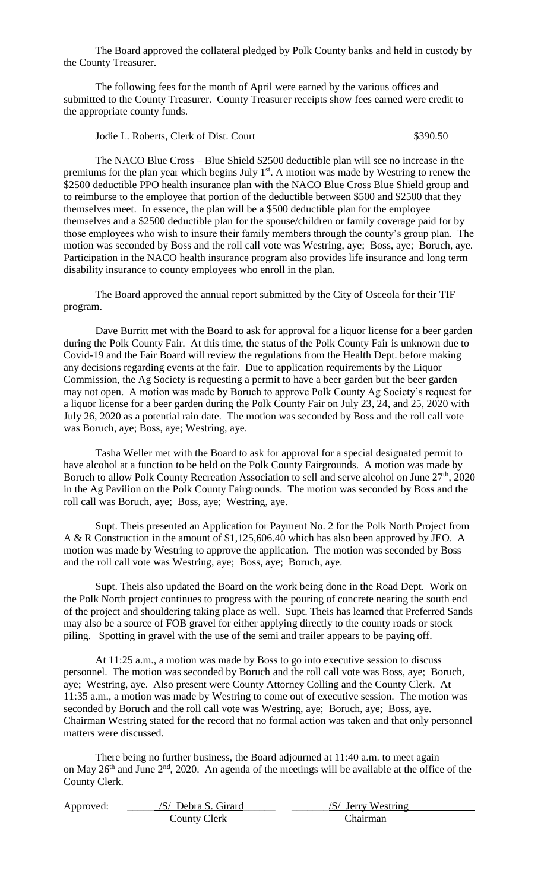The Board approved the collateral pledged by Polk County banks and held in custody by the County Treasurer.

The following fees for the month of April were earned by the various offices and submitted to the County Treasurer. County Treasurer receipts show fees earned were credit to the appropriate county funds.

| | |
|---|---|
| Jodie L. Roberts, Clerk of Dist. Court | $390.50 |

The NACO Blue Cross – Blue Shield $2500 deductible plan will see no increase in the premiums for the plan year which begins July 1st. A motion was made by Westring to renew the $2500 deductible PPO health insurance plan with the NACO Blue Cross Blue Shield group and to reimburse to the employee that portion of the deductible between $500 and $2500 that they themselves meet. In essence, the plan will be a $500 deductible plan for the employee themselves and a $2500 deductible plan for the spouse/children or family coverage paid for by those employees who wish to insure their family members through the county's group plan. The motion was seconded by Boss and the roll call vote was Westring, aye; Boss, aye; Boruch, aye. Participation in the NACO health insurance program also provides life insurance and long term disability insurance to county employees who enroll in the plan.

The Board approved the annual report submitted by the City of Osceola for their TIF program.

Dave Burritt met with the Board to ask for approval for a liquor license for a beer garden during the Polk County Fair. At this time, the status of the Polk County Fair is unknown due to Covid-19 and the Fair Board will review the regulations from the Health Dept. before making any decisions regarding events at the fair. Due to application requirements by the Liquor Commission, the Ag Society is requesting a permit to have a beer garden but the beer garden may not open. A motion was made by Boruch to approve Polk County Ag Society's request for a liquor license for a beer garden during the Polk County Fair on July 23, 24, and 25, 2020 with July 26, 2020 as a potential rain date. The motion was seconded by Boss and the roll call vote was Boruch, aye; Boss, aye; Westring, aye.

Tasha Weller met with the Board to ask for approval for a special designated permit to have alcohol at a function to be held on the Polk County Fairgrounds. A motion was made by Boruch to allow Polk County Recreation Association to sell and serve alcohol on June 27th, 2020 in the Ag Pavilion on the Polk County Fairgrounds. The motion was seconded by Boss and the roll call was Boruch, aye; Boss, aye; Westring, aye.

Supt. Theis presented an Application for Payment No. 2 for the Polk North Project from A & R Construction in the amount of $1,125,606.40 which has also been approved by JEO. A motion was made by Westring to approve the application. The motion was seconded by Boss and the roll call vote was Westring, aye; Boss, aye; Boruch, aye.

Supt. Theis also updated the Board on the work being done in the Road Dept. Work on the Polk North project continues to progress with the pouring of concrete nearing the south end of the project and shouldering taking place as well. Supt. Theis has learned that Preferred Sands may also be a source of FOB gravel for either applying directly to the county roads or stock piling. Spotting in gravel with the use of the semi and trailer appears to be paying off.

At 11:25 a.m., a motion was made by Boss to go into executive session to discuss personnel. The motion was seconded by Boruch and the roll call vote was Boss, aye; Boruch, aye; Westring, aye. Also present were County Attorney Colling and the County Clerk. At 11:35 a.m., a motion was made by Westring to come out of executive session. The motion was seconded by Boruch and the roll call vote was Westring, aye; Boruch, aye; Boss, aye. Chairman Westring stated for the record that no formal action was taken and that only personnel matters were discussed.

There being no further business, the Board adjourned at 11:40 a.m. to meet again on May 26th and June 2nd, 2020. An agenda of the meetings will be available at the office of the County Clerk.

Approved: /S/ Debra S. Girard — County Clerk    /S/ Jerry Westring — Chairman